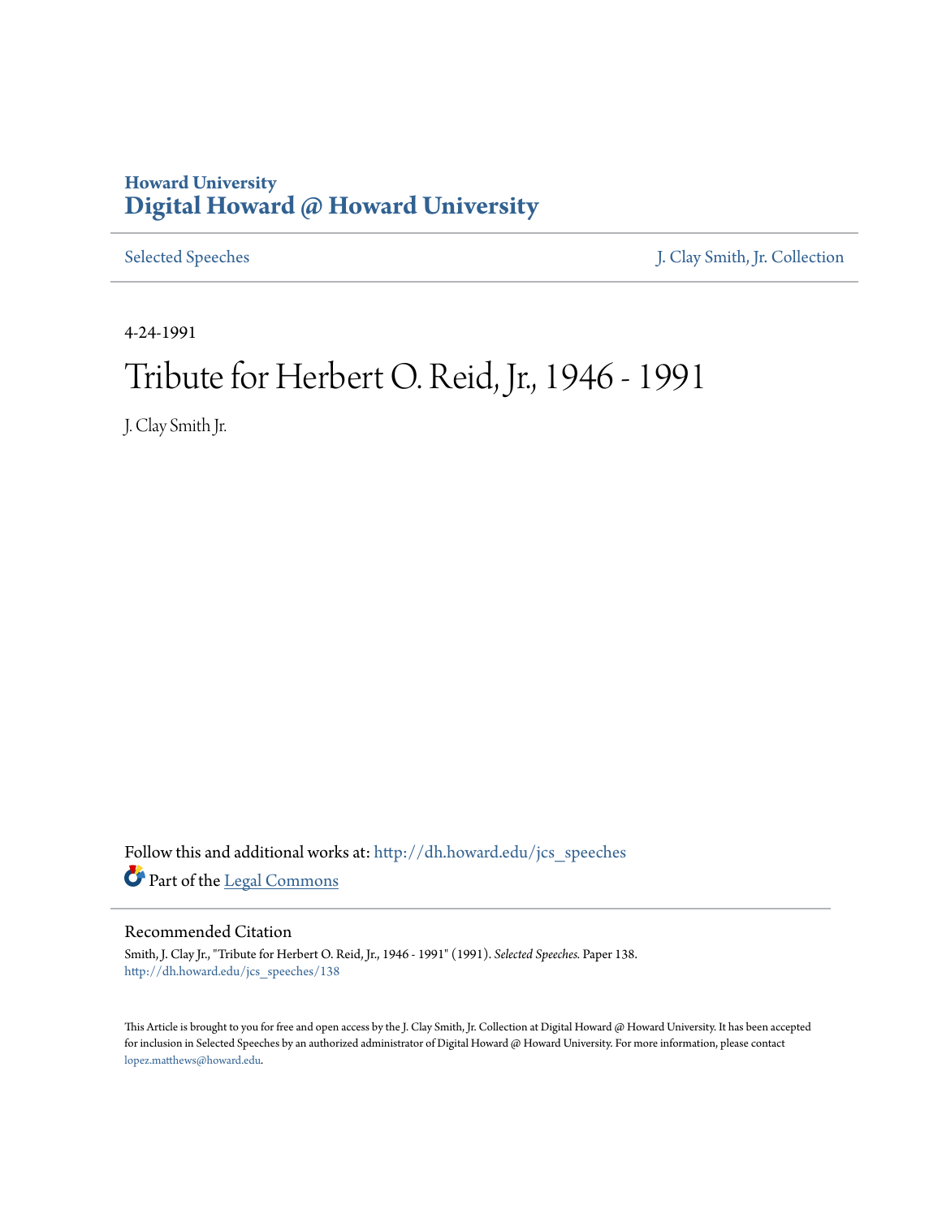Howard University
# Digital Howard @ Howard University

Selected Speeches | J. Clay Smith, Jr. Collection

4-24-1991

# Tribute for Herbert O. Reid, Jr., 1946 - 1991

J. Clay Smith Jr.

Follow this and additional works at: http://dh.howard.edu/jcs_speeches

Part of the Legal Commons

## Recommended Citation

Smith, J. Clay Jr., "Tribute for Herbert O. Reid, Jr., 1946 - 1991" (1991). *Selected Speeches.* Paper 138.
http://dh.howard.edu/jcs_speeches/138

This Article is brought to you for free and open access by the J. Clay Smith, Jr. Collection at Digital Howard @ Howard University. It has been accepted for inclusion in Selected Speeches by an authorized administrator of Digital Howard @ Howard University. For more information, please contact lopez.matthews@howard.edu.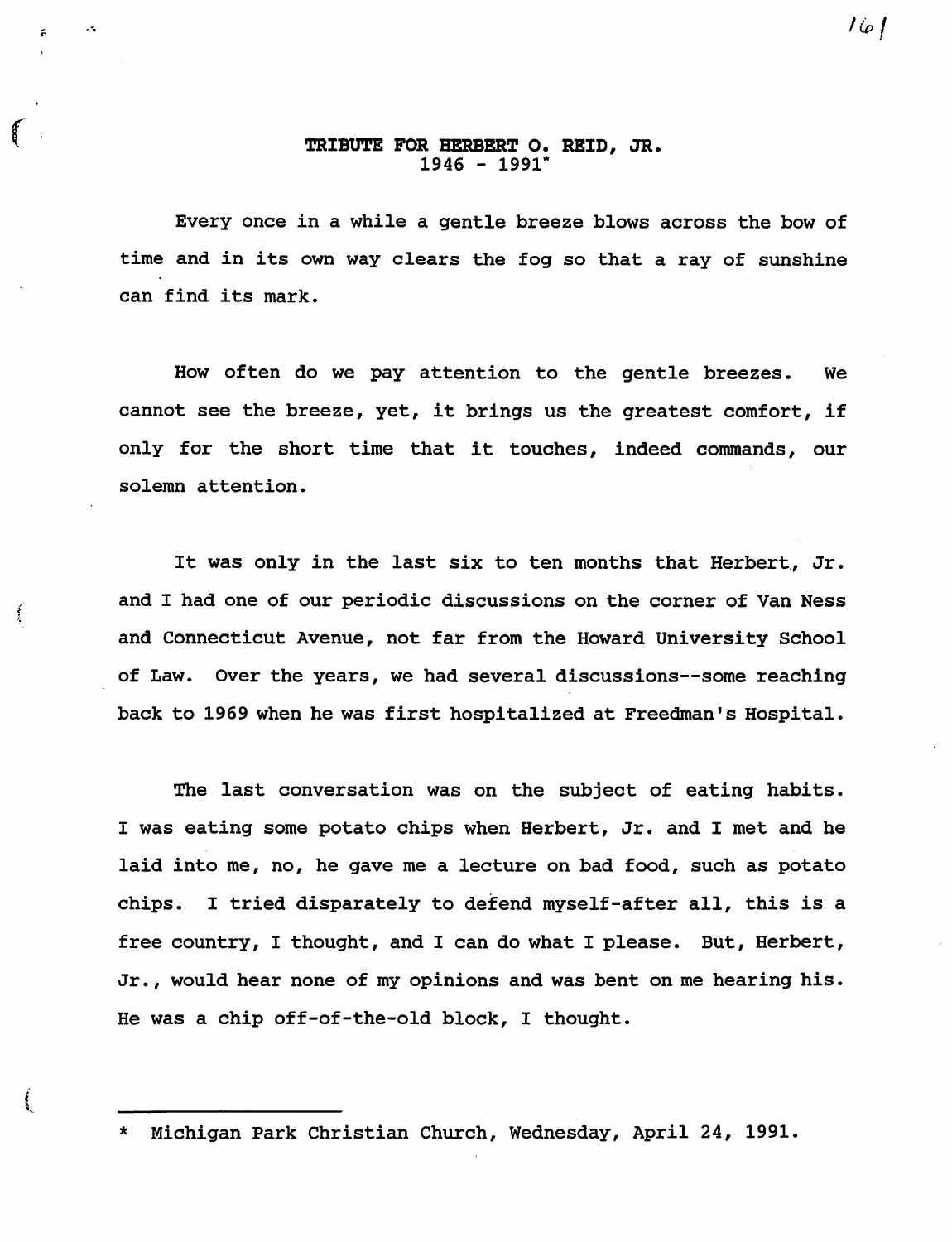# TRIBUTE FOR HERBERT O. REID, JR.
1946 - 1991*

Every once in a while a gentle breeze blows across the bow of time and in its own way clears the fog so that a ray of sunshine can find its mark.

How often do we pay attention to the gentle breezes. We cannot see the breeze, yet, it brings us the greatest comfort, if only for the short time that it touches, indeed commands, our solemn attention.

It was only in the last six to ten months that Herbert, Jr. and I had one of our periodic discussions on the corner of Van Ness and Connecticut Avenue, not far from the Howard University School of Law. Over the years, we had several discussions--some reaching back to 1969 when he was first hospitalized at Freedman's Hospital.

The last conversation was on the subject of eating habits. I was eating some potato chips when Herbert, Jr. and I met and he laid into me, no, he gave me a lecture on bad food, such as potato chips. I tried disparately to defend myself-after all, this is a free country, I thought, and I can do what I please. But, Herbert, Jr., would hear none of my opinions and was bent on me hearing his. He was a chip off-of-the-old block, I thought.

---

* Michigan Park Christian Church, Wednesday, April 24, 1991.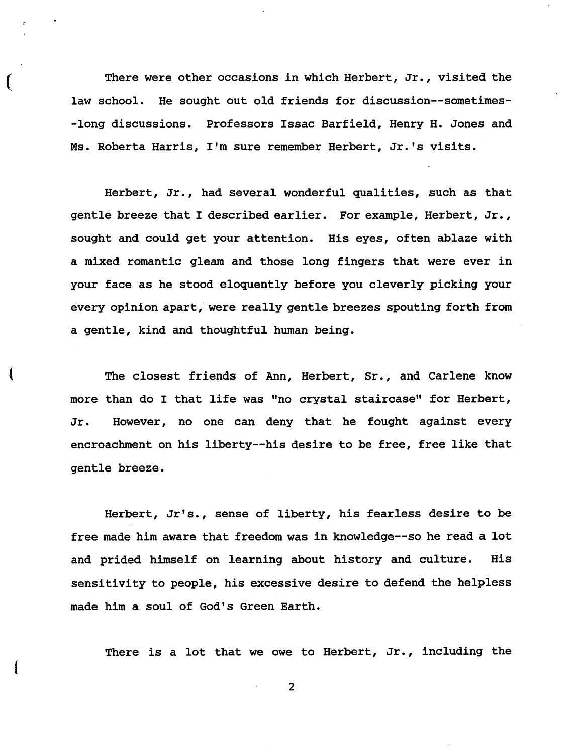There were other occasions in which Herbert, Jr., visited the law school. He sought out old friends for discussion--sometimes--long discussions. Professors Issac Barfield, Henry H. Jones and Ms. Roberta Harris, I'm sure remember Herbert, Jr.'s visits.

Herbert, Jr., had several wonderful qualities, such as that gentle breeze that I described earlier. For example, Herbert, Jr., sought and could get your attention. His eyes, often ablaze with a mixed romantic gleam and those long fingers that were ever in your face as he stood eloquently before you cleverly picking your every opinion apart, were really gentle breezes spouting forth from a gentle, kind and thoughtful human being.

The closest friends of Ann, Herbert, Sr., and Carlene know more than do I that life was "no crystal staircase" for Herbert, Jr. However, no one can deny that he fought against every encroachment on his liberty--his desire to be free, free like that gentle breeze.

Herbert, Jr's., sense of liberty, his fearless desire to be free made him aware that freedom was in knowledge--so he read a lot and prided himself on learning about history and culture. His sensitivity to people, his excessive desire to defend the helpless made him a soul of God's Green Earth.

There is a lot that we owe to Herbert, Jr., including the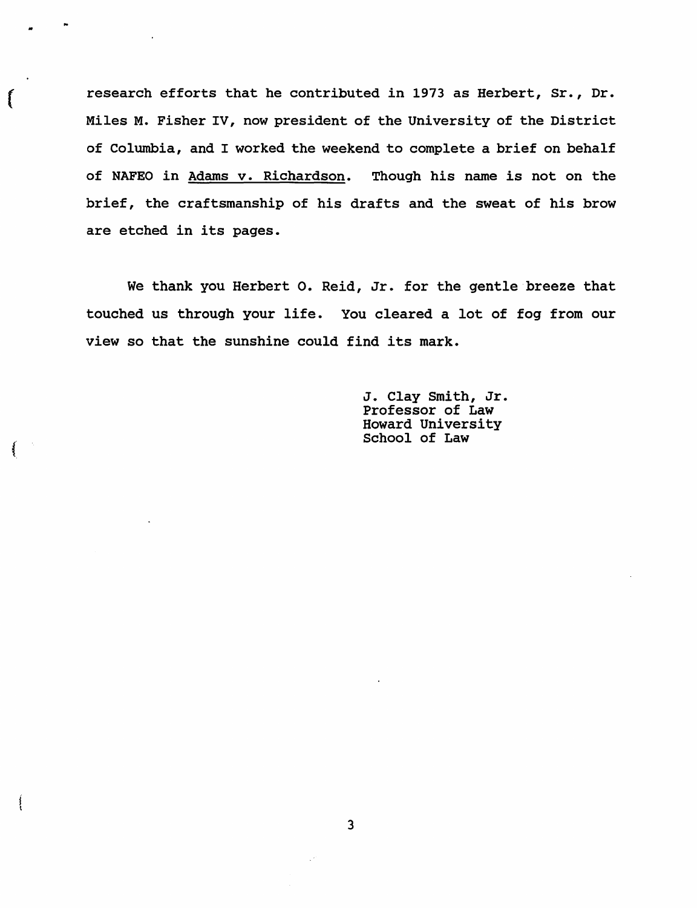research efforts that he contributed in 1973 as Herbert, Sr., Dr. Miles M. Fisher IV, now president of the University of the District of Columbia, and I worked the weekend to complete a brief on behalf of NAFEO in Adams v. Richardson. Though his name is not on the brief, the craftsmanship of his drafts and the sweat of his brow are etched in its pages.

We thank you Herbert O. Reid, Jr. for the gentle breeze that touched us through your life. You cleared a lot of fog from our view so that the sunshine could find its mark.

J. Clay Smith, Jr.
Professor of Law
Howard University
School of Law